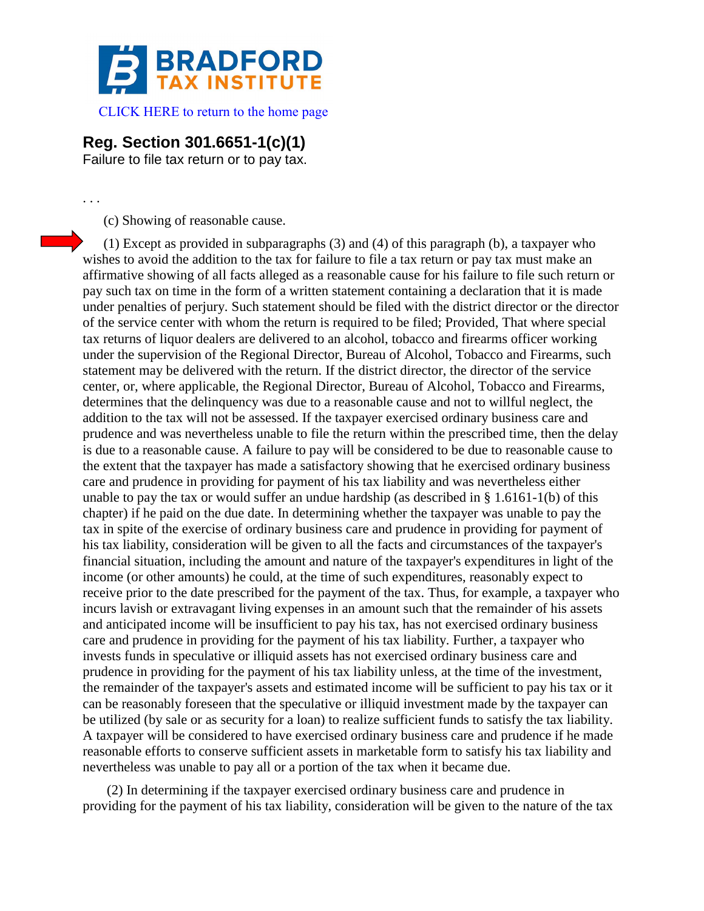# BRADFORD TAX INSTITUTE

CLICK HERE to return to the home page

## Reg. Section 301.6651-1(c)(1)

Failure to file tax return or to pay tax.

. . .

(c) Showing of reasonable cause.

(1) Except as provided in subparagraphs (3) and (4) of this paragraph (b), a taxpayer who wishes to avoid the addition to the tax for failure to file a tax return or pay tax must make an affirmative showing of all facts alleged as a reasonable cause for his failure to file such return or pay such tax on time in the form of a written statement containing a declaration that it is made under penalties of perjury. Such statement should be filed with the district director or the director of the service center with whom the return is required to be filed; Provided, That where special tax returns of liquor dealers are delivered to an alcohol, tobacco and firearms officer working under the supervision of the Regional Director, Bureau of Alcohol, Tobacco and Firearms, such statement may be delivered with the return. If the district director, the director of the service center, or, where applicable, the Regional Director, Bureau of Alcohol, Tobacco and Firearms, determines that the delinquency was due to a reasonable cause and not to willful neglect, the addition to the tax will not be assessed. If the taxpayer exercised ordinary business care and prudence and was nevertheless unable to file the return within the prescribed time, then the delay is due to a reasonable cause. A failure to pay will be considered to be due to reasonable cause to the extent that the taxpayer has made a satisfactory showing that he exercised ordinary business care and prudence in providing for payment of his tax liability and was nevertheless either unable to pay the tax or would suffer an undue hardship (as described in § 1.6161-1(b) of this chapter) if he paid on the due date. In determining whether the taxpayer was unable to pay the tax in spite of the exercise of ordinary business care and prudence in providing for payment of his tax liability, consideration will be given to all the facts and circumstances of the taxpayer's financial situation, including the amount and nature of the taxpayer's expenditures in light of the income (or other amounts) he could, at the time of such expenditures, reasonably expect to receive prior to the date prescribed for the payment of the tax. Thus, for example, a taxpayer who incurs lavish or extravagant living expenses in an amount such that the remainder of his assets and anticipated income will be insufficient to pay his tax, has not exercised ordinary business care and prudence in providing for the payment of his tax liability. Further, a taxpayer who invests funds in speculative or illiquid assets has not exercised ordinary business care and prudence in providing for the payment of his tax liability unless, at the time of the investment, the remainder of the taxpayer's assets and estimated income will be sufficient to pay his tax or it can be reasonably foreseen that the speculative or illiquid investment made by the taxpayer can be utilized (by sale or as security for a loan) to realize sufficient funds to satisfy the tax liability. A taxpayer will be considered to have exercised ordinary business care and prudence if he made reasonable efforts to conserve sufficient assets in marketable form to satisfy his tax liability and nevertheless was unable to pay all or a portion of the tax when it became due.

(2) In determining if the taxpayer exercised ordinary business care and prudence in providing for the payment of his tax liability, consideration will be given to the nature of the tax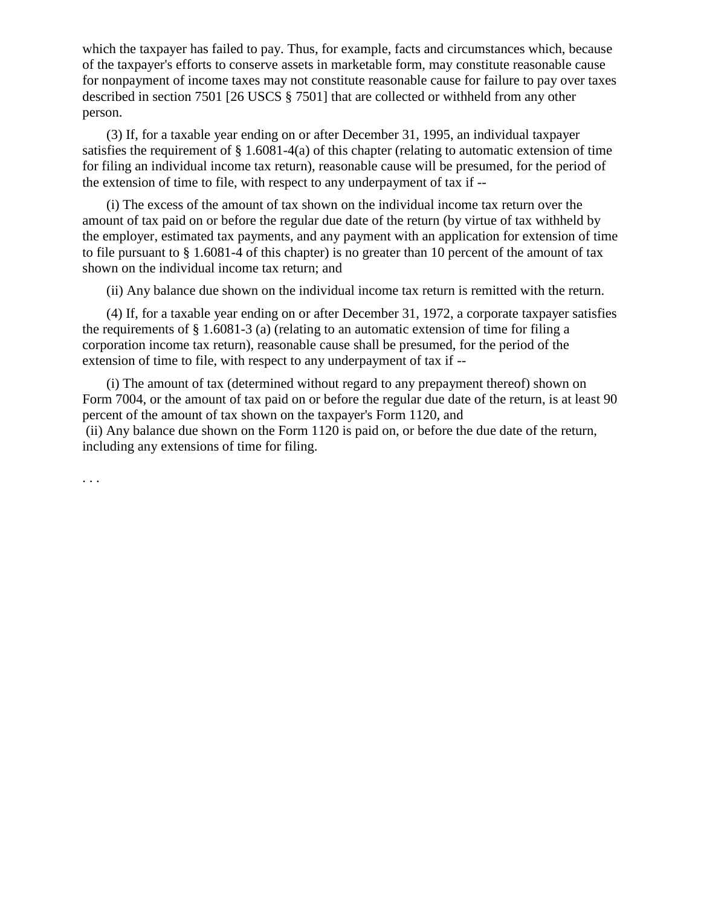which the taxpayer has failed to pay. Thus, for example, facts and circumstances which, because of the taxpayer's efforts to conserve assets in marketable form, may constitute reasonable cause for nonpayment of income taxes may not constitute reasonable cause for failure to pay over taxes described in section 7501 [26 USCS § 7501] that are collected or withheld from any other person.

(3) If, for a taxable year ending on or after December 31, 1995, an individual taxpayer satisfies the requirement of § 1.6081-4(a) of this chapter (relating to automatic extension of time for filing an individual income tax return), reasonable cause will be presumed, for the period of the extension of time to file, with respect to any underpayment of tax if --

(i) The excess of the amount of tax shown on the individual income tax return over the amount of tax paid on or before the regular due date of the return (by virtue of tax withheld by the employer, estimated tax payments, and any payment with an application for extension of time to file pursuant to § 1.6081-4 of this chapter) is no greater than 10 percent of the amount of tax shown on the individual income tax return; and

(ii) Any balance due shown on the individual income tax return is remitted with the return.

(4) If, for a taxable year ending on or after December 31, 1972, a corporate taxpayer satisfies the requirements of § 1.6081-3 (a) (relating to an automatic extension of time for filing a corporation income tax return), reasonable cause shall be presumed, for the period of the extension of time to file, with respect to any underpayment of tax if --

(i) The amount of tax (determined without regard to any prepayment thereof) shown on Form 7004, or the amount of tax paid on or before the regular due date of the return, is at least 90 percent of the amount of tax shown on the taxpayer's Form 1120, and
(ii) Any balance due shown on the Form 1120 is paid on, or before the due date of the return, including any extensions of time for filing.

. . .